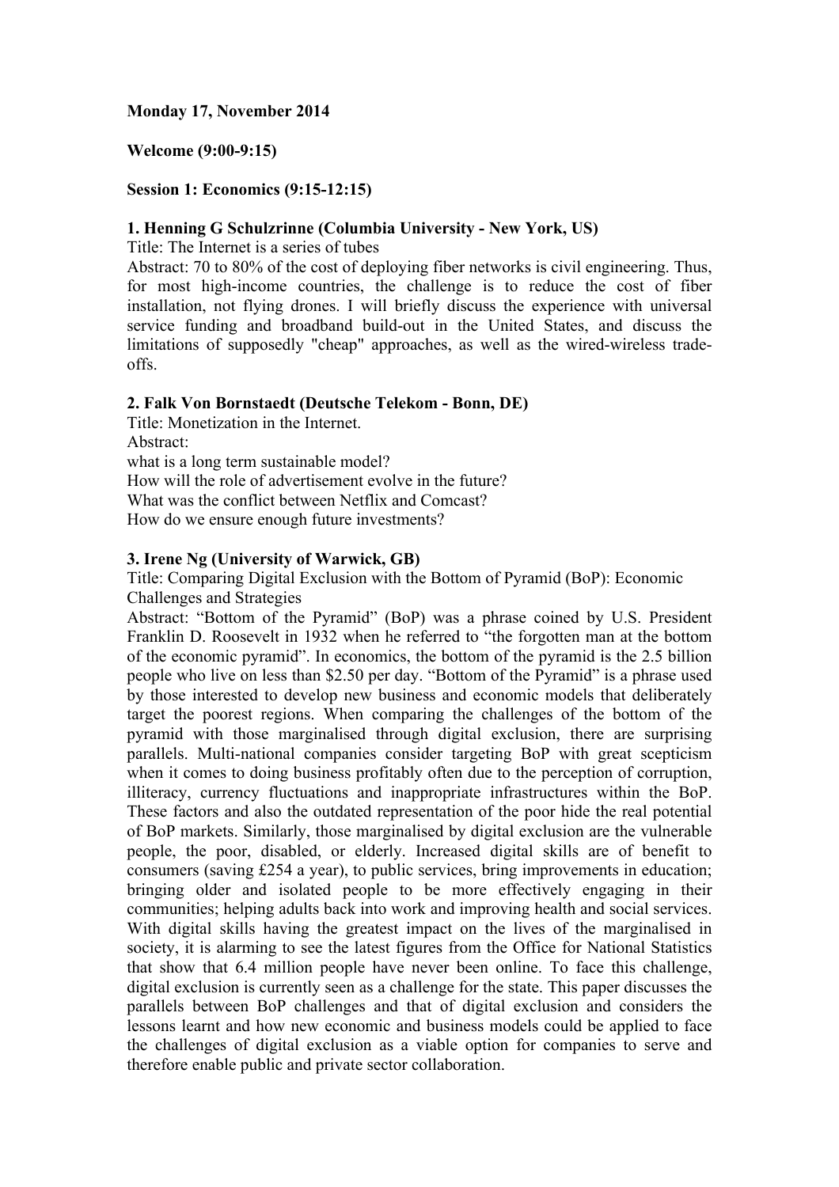**Monday 17, November 2014**

**Welcome (9:00-9:15)**

**Session 1: Economics (9:15-12:15)**

**1. Henning G Schulzrinne (Columbia University - New York, US)**
Title: The Internet is a series of tubes
Abstract: 70 to 80% of the cost of deploying fiber networks is civil engineering. Thus, for most high-income countries, the challenge is to reduce the cost of fiber installation, not flying drones. I will briefly discuss the experience with universal service funding and broadband build-out in the United States, and discuss the limitations of supposedly "cheap" approaches, as well as the wired-wireless trade-offs.

**2. Falk Von Bornstaedt (Deutsche Telekom - Bonn, DE)**
Title: Monetization in the Internet.
Abstract:
what is a long term sustainable model?
How will the role of advertisement evolve in the future?
What was the conflict between Netflix and Comcast?
How do we ensure enough future investments?

**3. Irene Ng (University of Warwick, GB)**
Title: Comparing Digital Exclusion with the Bottom of Pyramid (BoP): Economic Challenges and Strategies
Abstract: "Bottom of the Pyramid" (BoP) was a phrase coined by U.S. President Franklin D. Roosevelt in 1932 when he referred to "the forgotten man at the bottom of the economic pyramid". In economics, the bottom of the pyramid is the 2.5 billion people who live on less than \$2.50 per day. "Bottom of the Pyramid" is a phrase used by those interested to develop new business and economic models that deliberately target the poorest regions. When comparing the challenges of the bottom of the pyramid with those marginalised through digital exclusion, there are surprising parallels. Multi-national companies consider targeting BoP with great scepticism when it comes to doing business profitably often due to the perception of corruption, illiteracy, currency fluctuations and inappropriate infrastructures within the BoP. These factors and also the outdated representation of the poor hide the real potential of BoP markets. Similarly, those marginalised by digital exclusion are the vulnerable people, the poor, disabled, or elderly. Increased digital skills are of benefit to consumers (saving £254 a year), to public services, bring improvements in education; bringing older and isolated people to be more effectively engaging in their communities; helping adults back into work and improving health and social services. With digital skills having the greatest impact on the lives of the marginalised in society, it is alarming to see the latest figures from the Office for National Statistics that show that 6.4 million people have never been online. To face this challenge, digital exclusion is currently seen as a challenge for the state. This paper discusses the parallels between BoP challenges and that of digital exclusion and considers the lessons learnt and how new economic and business models could be applied to face the challenges of digital exclusion as a viable option for companies to serve and therefore enable public and private sector collaboration.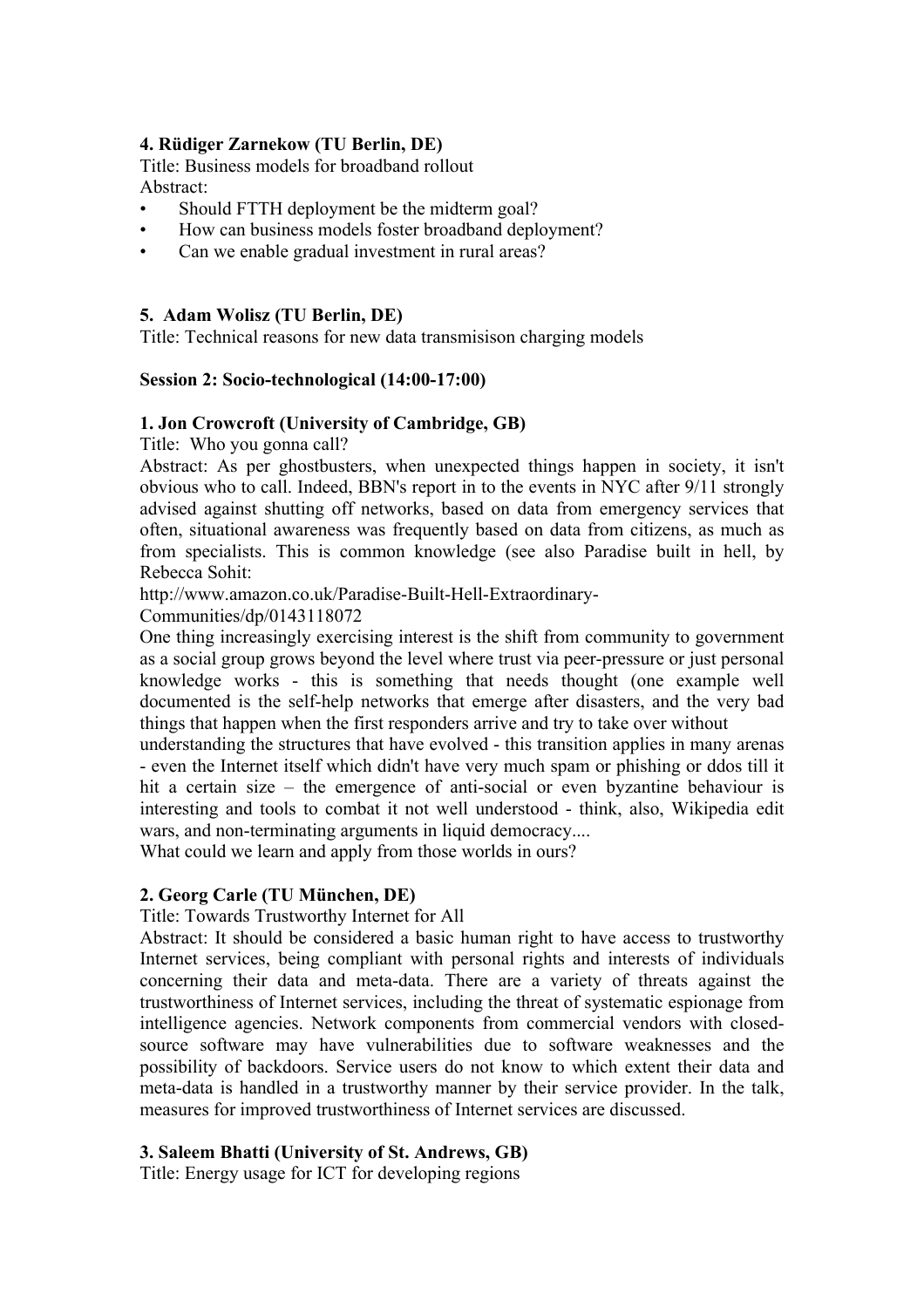**4. Rüdiger Zarnekow (TU Berlin, DE)**

Title: Business models for broadband rollout

Abstract:

- Should FTTH deployment be the midterm goal?
- How can business models foster broadband deployment?
- Can we enable gradual investment in rural areas?

**5. Adam Wolisz (TU Berlin, DE)**

Title: Technical reasons for new data transmisison charging models

**Session 2: Socio-technological (14:00-17:00)**

**1. Jon Crowcroft (University of Cambridge, GB)**

Title: Who you gonna call?

Abstract: As per ghostbusters, when unexpected things happen in society, it isn't obvious who to call. Indeed, BBN's report in to the events in NYC after 9/11 strongly advised against shutting off networks, based on data from emergency services that often, situational awareness was frequently based on data from citizens, as much as from specialists. This is common knowledge (see also Paradise built in hell, by Rebecca Sohit:
http://www.amazon.co.uk/Paradise-Built-Hell-Extraordinary-Communities/dp/0143118072

One thing increasingly exercising interest is the shift from community to government as a social group grows beyond the level where trust via peer-pressure or just personal knowledge works - this is something that needs thought (one example well documented is the self-help networks that emerge after disasters, and the very bad things that happen when the first responders arrive and try to take over without understanding the structures that have evolved - this transition applies in many arenas - even the Internet itself which didn't have very much spam or phishing or ddos till it hit a certain size – the emergence of anti-social or even byzantine behaviour is interesting and tools to combat it not well understood - think, also, Wikipedia edit wars, and non-terminating arguments in liquid democracy....

What could we learn and apply from those worlds in ours?

**2. Georg Carle (TU München, DE)**

Title: Towards Trustworthy Internet for All

Abstract: It should be considered a basic human right to have access to trustworthy Internet services, being compliant with personal rights and interests of individuals concerning their data and meta-data. There are a variety of threats against the trustworthiness of Internet services, including the threat of systematic espionage from intelligence agencies. Network components from commercial vendors with closed-source software may have vulnerabilities due to software weaknesses and the possibility of backdoors. Service users do not know to which extent their data and meta-data is handled in a trustworthy manner by their service provider. In the talk, measures for improved trustworthiness of Internet services are discussed.

**3. Saleem Bhatti (University of St. Andrews, GB)**

Title: Energy usage for ICT for developing regions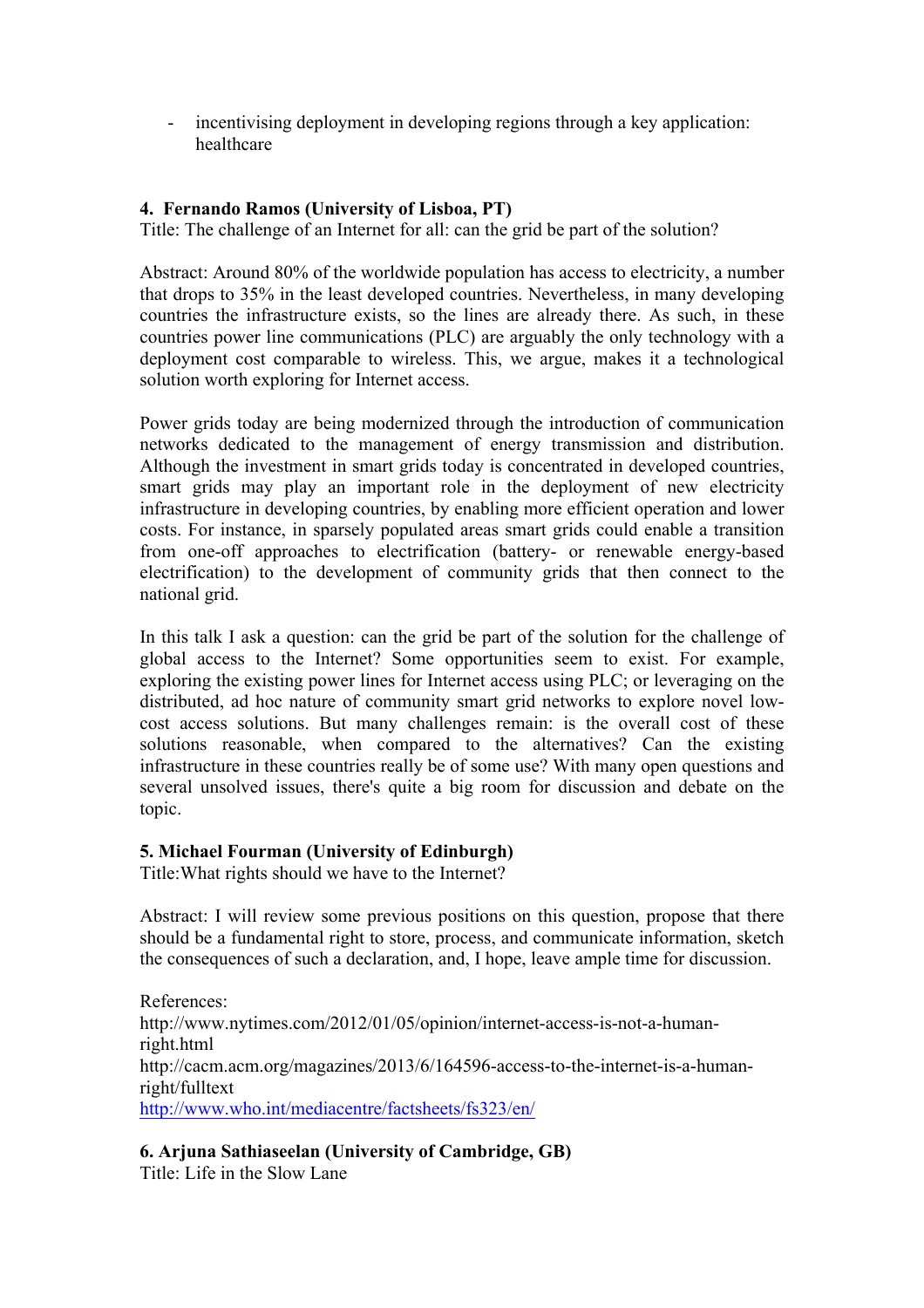- incentivising deployment in developing regions through a key application: healthcare

**4. Fernando Ramos (University of Lisboa, PT)**
Title: The challenge of an Internet for all: can the grid be part of the solution?

Abstract: Around 80% of the worldwide population has access to electricity, a number that drops to 35% in the least developed countries. Nevertheless, in many developing countries the infrastructure exists, so the lines are already there. As such, in these countries power line communications (PLC) are arguably the only technology with a deployment cost comparable to wireless. This, we argue, makes it a technological solution worth exploring for Internet access.

Power grids today are being modernized through the introduction of communication networks dedicated to the management of energy transmission and distribution. Although the investment in smart grids today is concentrated in developed countries, smart grids may play an important role in the deployment of new electricity infrastructure in developing countries, by enabling more efficient operation and lower costs. For instance, in sparsely populated areas smart grids could enable a transition from one-off approaches to electrification (battery- or renewable energy-based electrification) to the development of community grids that then connect to the national grid.

In this talk I ask a question: can the grid be part of the solution for the challenge of global access to the Internet? Some opportunities seem to exist. For example, exploring the existing power lines for Internet access using PLC; or leveraging on the distributed, ad hoc nature of community smart grid networks to explore novel low-cost access solutions. But many challenges remain: is the overall cost of these solutions reasonable, when compared to the alternatives? Can the existing infrastructure in these countries really be of some use? With many open questions and several unsolved issues, there's quite a big room for discussion and debate on the topic.

**5. Michael Fourman (University of Edinburgh)**
Title:What rights should we have to the Internet?

Abstract: I will review some previous positions on this question, propose that there should be a fundamental right to store, process, and communicate information, sketch the consequences of such a declaration, and, I hope, leave ample time for discussion.

References:
http://www.nytimes.com/2012/01/05/opinion/internet-access-is-not-a-human-right.html
http://cacm.acm.org/magazines/2013/6/164596-access-to-the-internet-is-a-human-right/fulltext
http://www.who.int/mediacentre/factsheets/fs323/en/

**6. Arjuna Sathiaseelan (University of Cambridge, GB)**
Title: Life in the Slow Lane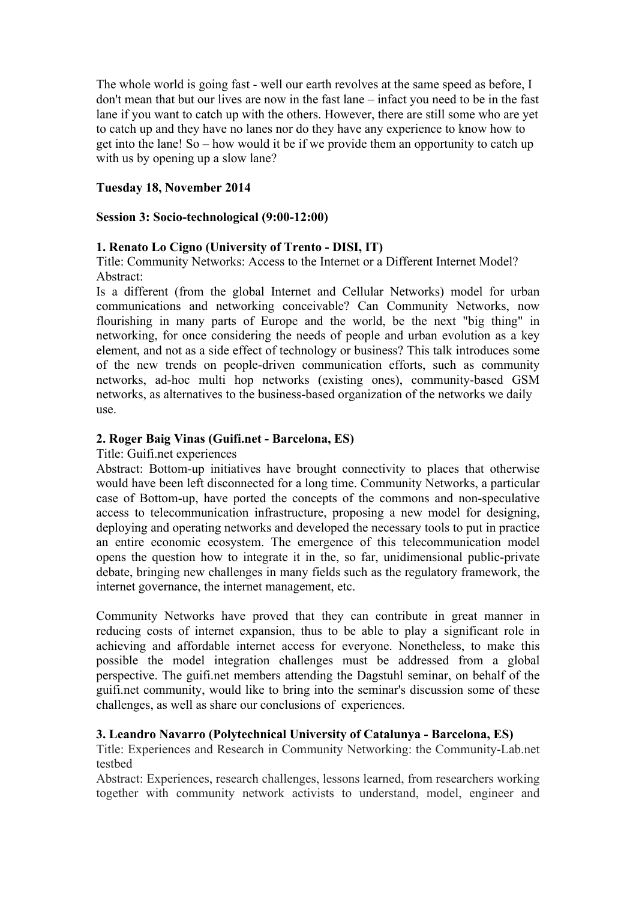The whole world is going fast - well our earth revolves at the same speed as before, I don't mean that but our lives are now in the fast lane – infact you need to be in the fast lane if you want to catch up with the others. However, there are still some who are yet to catch up and they have no lanes nor do they have any experience to know how to get into the lane! So – how would it be if we provide them an opportunity to catch up with us by opening up a slow lane?

**Tuesday 18, November 2014**

**Session 3: Socio-technological (9:00-12:00)**

**1. Renato Lo Cigno (University of Trento - DISI, IT)**

Title: Community Networks: Access to the Internet or a Different Internet Model?

Abstract:

Is a different (from the global Internet and Cellular Networks) model for urban communications and networking conceivable? Can Community Networks, now flourishing in many parts of Europe and the world, be the next "big thing" in networking, for once considering the needs of people and urban evolution as a key element, and not as a side effect of technology or business? This talk introduces some of the new trends on people-driven communication efforts, such as community networks, ad-hoc multi hop networks (existing ones), community-based GSM networks, as alternatives to the business-based organization of the networks we daily use.

**2. Roger Baig Vinas (Guifi.net - Barcelona, ES)**

Title: Guifi.net experiences

Abstract: Bottom-up initiatives have brought connectivity to places that otherwise would have been left disconnected for a long time. Community Networks, a particular case of Bottom-up, have ported the concepts of the commons and non-speculative access to telecommunication infrastructure, proposing a new model for designing, deploying and operating networks and developed the necessary tools to put in practice an entire economic ecosystem. The emergence of this telecommunication model opens the question how to integrate it in the, so far, unidimensional public-private debate, bringing new challenges in many fields such as the regulatory framework, the internet governance, the internet management, etc.

Community Networks have proved that they can contribute in great manner in reducing costs of internet expansion, thus to be able to play a significant role in achieving and affordable internet access for everyone. Nonetheless, to make this possible the model integration challenges must be addressed from a global perspective. The guifi.net members attending the Dagstuhl seminar, on behalf of the guifi.net community, would like to bring into the seminar's discussion some of these challenges, as well as share our conclusions of experiences.

**3. Leandro Navarro (Polytechnical University of Catalunya - Barcelona, ES)**

Title: Experiences and Research in Community Networking: the Community-Lab.net testbed

Abstract: Experiences, research challenges, lessons learned, from researchers working together with community network activists to understand, model, engineer and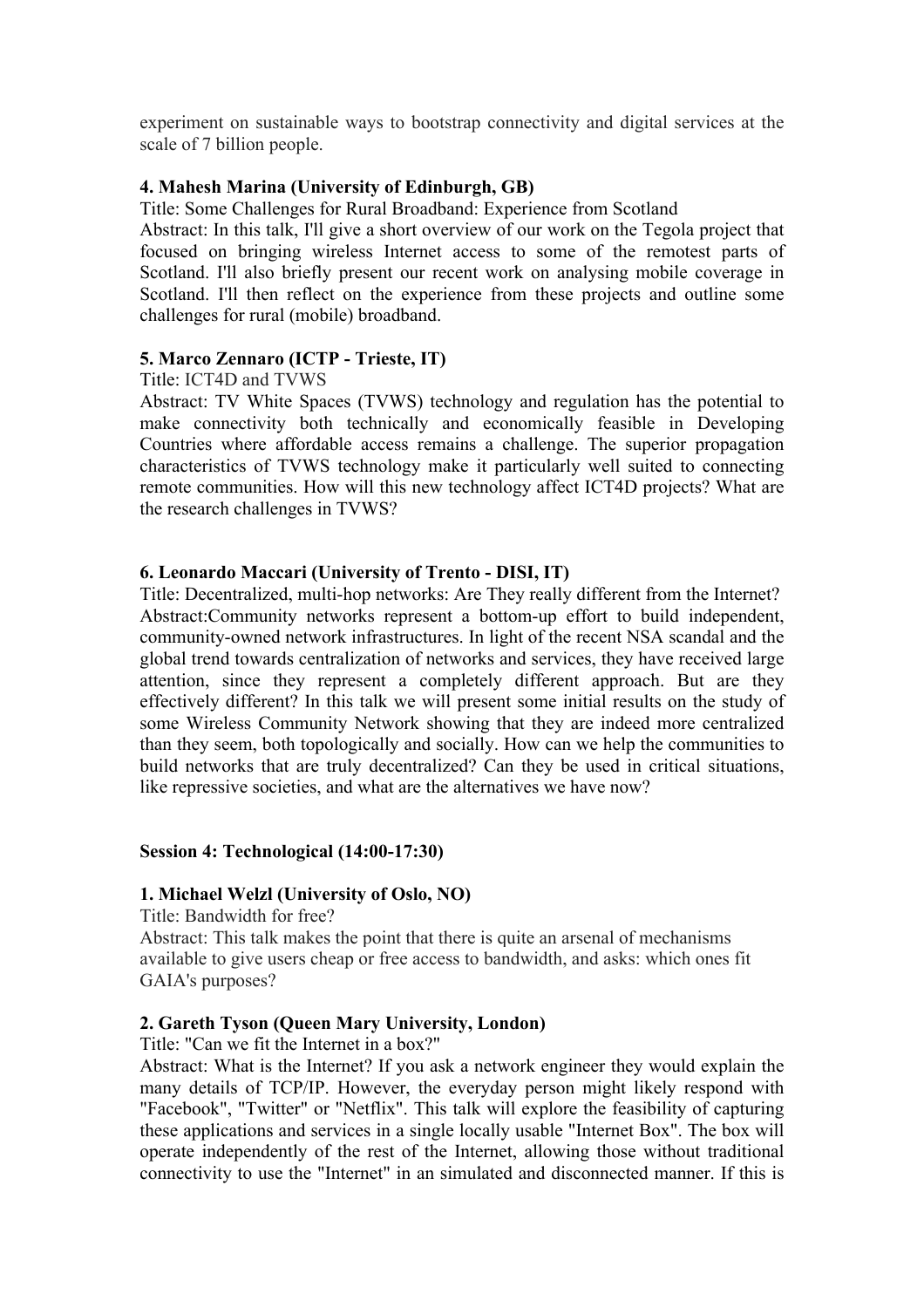experiment on sustainable ways to bootstrap connectivity and digital services at the scale of 7 billion people.

**4. Mahesh Marina (University of Edinburgh, GB)**

Title: Some Challenges for Rural Broadband: Experience from Scotland

Abstract: In this talk, I'll give a short overview of our work on the Tegola project that focused on bringing wireless Internet access to some of the remotest parts of Scotland. I'll also briefly present our recent work on analysing mobile coverage in Scotland. I'll then reflect on the experience from these projects and outline some challenges for rural (mobile) broadband.

**5. Marco Zennaro (ICTP - Trieste, IT)**

Title: ICT4D and TVWS

Abstract: TV White Spaces (TVWS) technology and regulation has the potential to make connectivity both technically and economically feasible in Developing Countries where affordable access remains a challenge. The superior propagation characteristics of TVWS technology make it particularly well suited to connecting remote communities. How will this new technology affect ICT4D projects? What are the research challenges in TVWS?

**6. Leonardo Maccari (University of Trento - DISI, IT)**

Title: Decentralized, multi-hop networks: Are They really different from the Internet?

Abstract:Community networks represent a bottom-up effort to build independent, community-owned network infrastructures. In light of the recent NSA scandal and the global trend towards centralization of networks and services, they have received large attention, since they represent a completely different approach. But are they effectively different? In this talk we will present some initial results on the study of some Wireless Community Network showing that they are indeed more centralized than they seem, both topologically and socially. How can we help the communities to build networks that are truly decentralized? Can they be used in critical situations, like repressive societies, and what are the alternatives we have now?

**Session 4: Technological (14:00-17:30)**

**1. Michael Welzl (University of Oslo, NO)**

Title: Bandwidth for free?

Abstract: This talk makes the point that there is quite an arsenal of mechanisms available to give users cheap or free access to bandwidth, and asks: which ones fit GAIA's purposes?

**2. Gareth Tyson (Queen Mary University, London)**

Title: "Can we fit the Internet in a box?"

Abstract: What is the Internet? If you ask a network engineer they would explain the many details of TCP/IP. However, the everyday person might likely respond with "Facebook", "Twitter" or "Netflix". This talk will explore the feasibility of capturing these applications and services in a single locally usable "Internet Box". The box will operate independently of the rest of the Internet, allowing those without traditional connectivity to use the "Internet" in an simulated and disconnected manner. If this is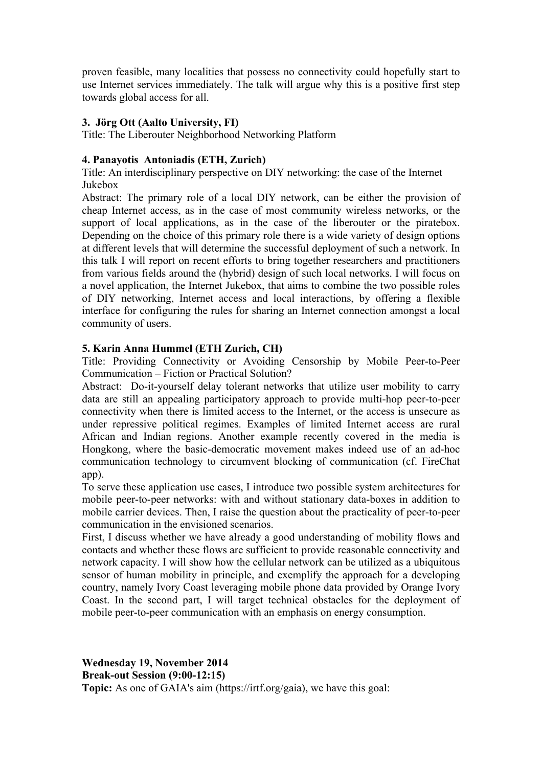proven feasible, many localities that possess no connectivity could hopefully start to use Internet services immediately. The talk will argue why this is a positive first step towards global access for all.

**3. Jörg Ott (Aalto University, FI)**
Title: The Liberouter Neighborhood Networking Platform

**4. Panayotis Antoniadis (ETH, Zurich)**
Title: An interdisciplinary perspective on DIY networking: the case of the Internet Jukebox
Abstract: The primary role of a local DIY network, can be either the provision of cheap Internet access, as in the case of most community wireless networks, or the support of local applications, as in the case of the liberouter or the piratebox. Depending on the choice of this primary role there is a wide variety of design options at different levels that will determine the successful deployment of such a network. In this talk I will report on recent efforts to bring together researchers and practitioners from various fields around the (hybrid) design of such local networks. I will focus on a novel application, the Internet Jukebox, that aims to combine the two possible roles of DIY networking, Internet access and local interactions, by offering a flexible interface for configuring the rules for sharing an Internet connection amongst a local community of users.

**5. Karin Anna Hummel (ETH Zurich, CH)**
Title: Providing Connectivity or Avoiding Censorship by Mobile Peer-to-Peer Communication – Fiction or Practical Solution?
Abstract: Do-it-yourself delay tolerant networks that utilize user mobility to carry data are still an appealing participatory approach to provide multi-hop peer-to-peer connectivity when there is limited access to the Internet, or the access is unsecure as under repressive political regimes. Examples of limited Internet access are rural African and Indian regions. Another example recently covered in the media is Hongkong, where the basic-democratic movement makes indeed use of an ad-hoc communication technology to circumvent blocking of communication (cf. FireChat app).
To serve these application use cases, I introduce two possible system architectures for mobile peer-to-peer networks: with and without stationary data-boxes in addition to mobile carrier devices. Then, I raise the question about the practicality of peer-to-peer communication in the envisioned scenarios.
First, I discuss whether we have already a good understanding of mobility flows and contacts and whether these flows are sufficient to provide reasonable connectivity and network capacity. I will show how the cellular network can be utilized as a ubiquitous sensor of human mobility in principle, and exemplify the approach for a developing country, namely Ivory Coast leveraging mobile phone data provided by Orange Ivory Coast. In the second part, I will target technical obstacles for the deployment of mobile peer-to-peer communication with an emphasis on energy consumption.

**Wednesday 19, November 2014**
**Break-out Session (9:00-12:15)**
**Topic:** As one of GAIA's aim (https://irtf.org/gaia), we have this goal: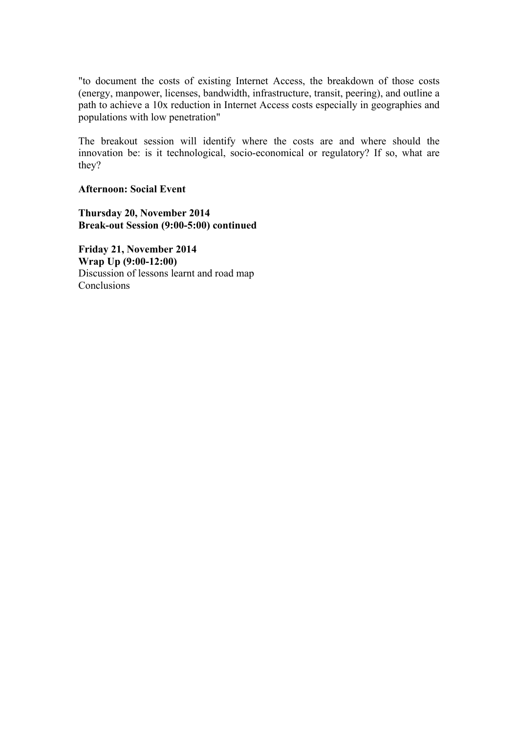"to document the costs of existing Internet Access, the breakdown of those costs (energy, manpower, licenses, bandwidth, infrastructure, transit, peering), and outline a path to achieve a 10x reduction in Internet Access costs especially in geographies and populations with low penetration"

The breakout session will identify where the costs are and where should the innovation be: is it technological, socio-economical or regulatory? If so, what are they?

**Afternoon: Social Event**

**Thursday 20, November 2014**
**Break-out Session (9:00-5:00) continued**

**Friday 21, November 2014**
**Wrap Up (9:00-12:00)**
Discussion of lessons learnt and road map
Conclusions